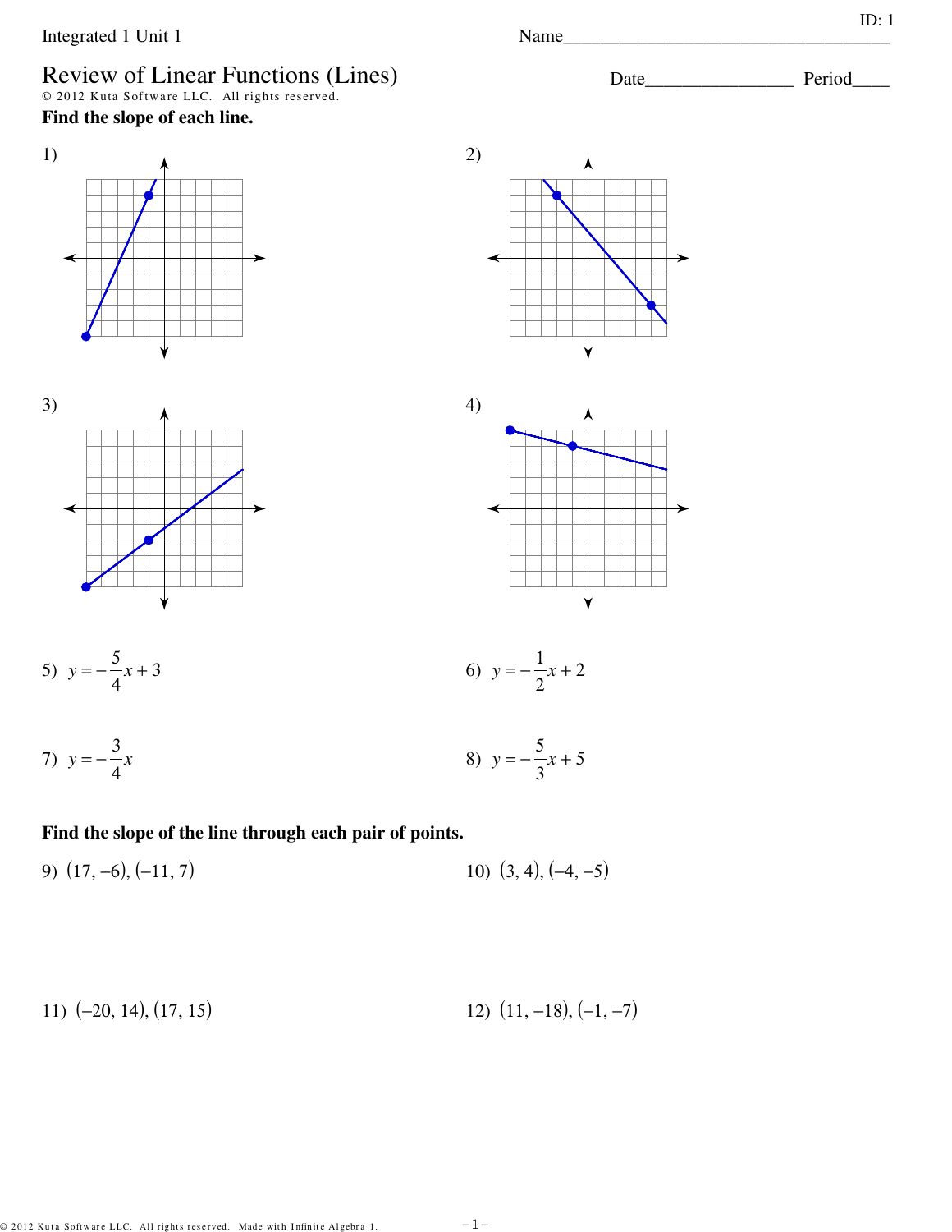Integrated 1 Unit 1

Name____________________________________ ID: 1

# Review of Linear Functions (Lines)

© 2012 Kuta Software LLC. All rights reserved.

Date________________ Period____

**Find the slope of each line.**

1)

2)

3)

4)

5) $y = -\frac{5}{4}x + 3$

6) $y = -\frac{1}{2}x + 2$

7) $y = -\frac{3}{4}x$

8) $y = -\frac{5}{3}x + 5$

**Find the slope of the line through each pair of points.**

9) $(17, -6), (-11, 7)$

10) $(3, 4), (-4, -5)$

11) $(-20, 14), (17, 15)$

12) $(11, -18), (-1, -7)$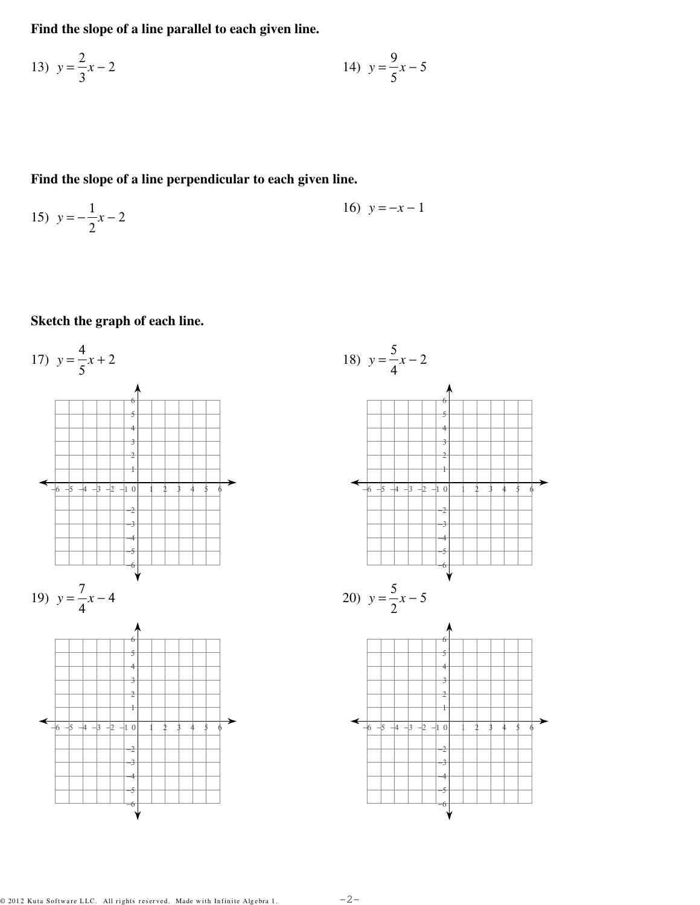**Find the slope of a line parallel to each given line.**

13) $y = \frac{2}{3}x - 2$

14) $y = \frac{9}{5}x - 5$

**Find the slope of a line perpendicular to each given line.**

15) $y = -\frac{1}{2}x - 2$

16) $y = -x - 1$

**Sketch the graph of each line.**

17) $y = \frac{4}{5}x + 2$

18) $y = \frac{5}{4}x - 2$

19) $y = \frac{7}{4}x - 4$

20) $y = \frac{5}{2}x - 5$

© 2012 Kuta Software LLC. All rights reserved. Made with Infinite Algebra 1.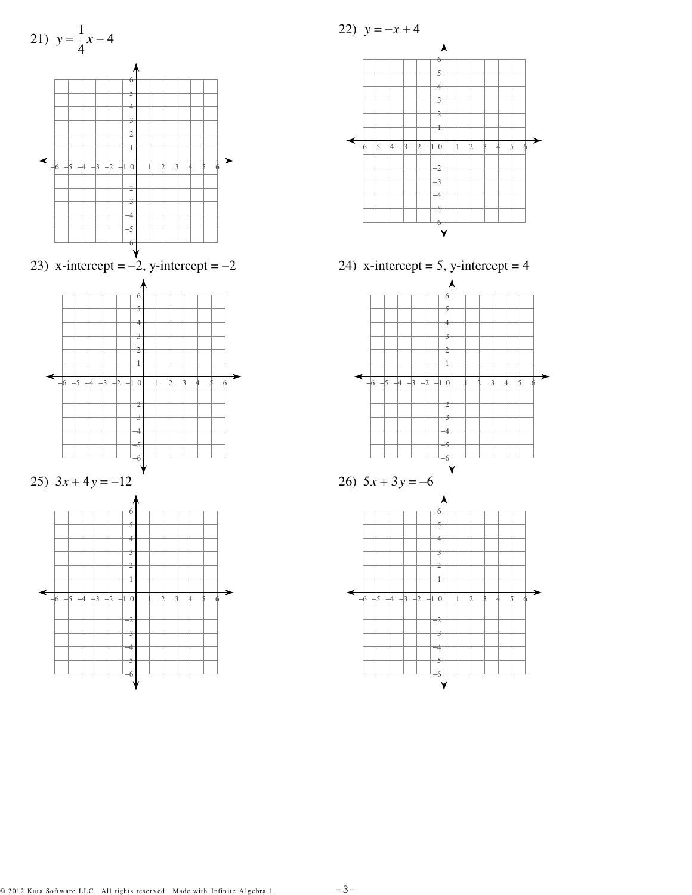21) $y = \frac{1}{4}x - 4$

22) $y = -x + 4$

23) x-intercept $= -2$, y-intercept $= -2$

24) x-intercept $= 5$, y-intercept $= 4$

25) $3x + 4y = -12$

26) $5x + 3y = -6$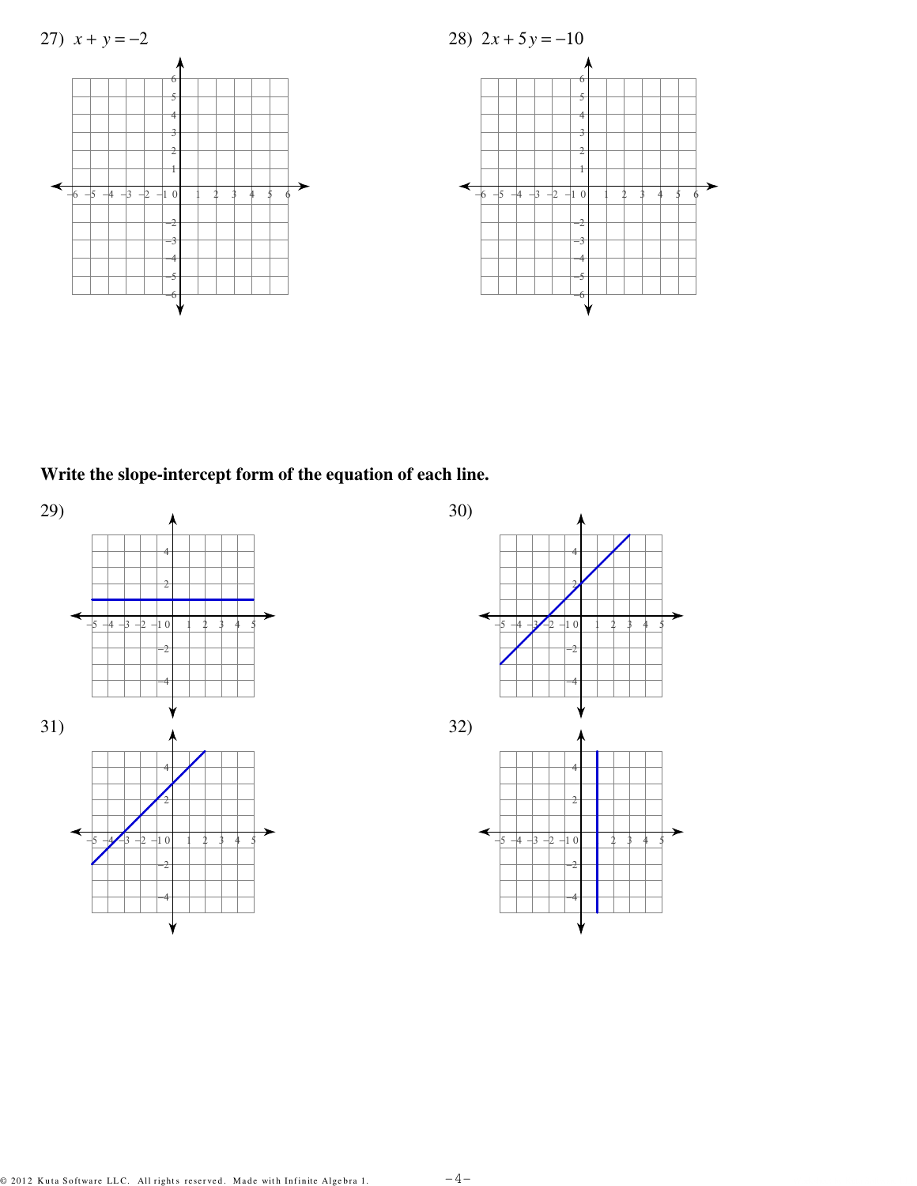27) $x + y = -2$

28) $2x + 5y = -10$

**Write the slope-intercept form of the equation of each line.**

29)

30)

31)

32)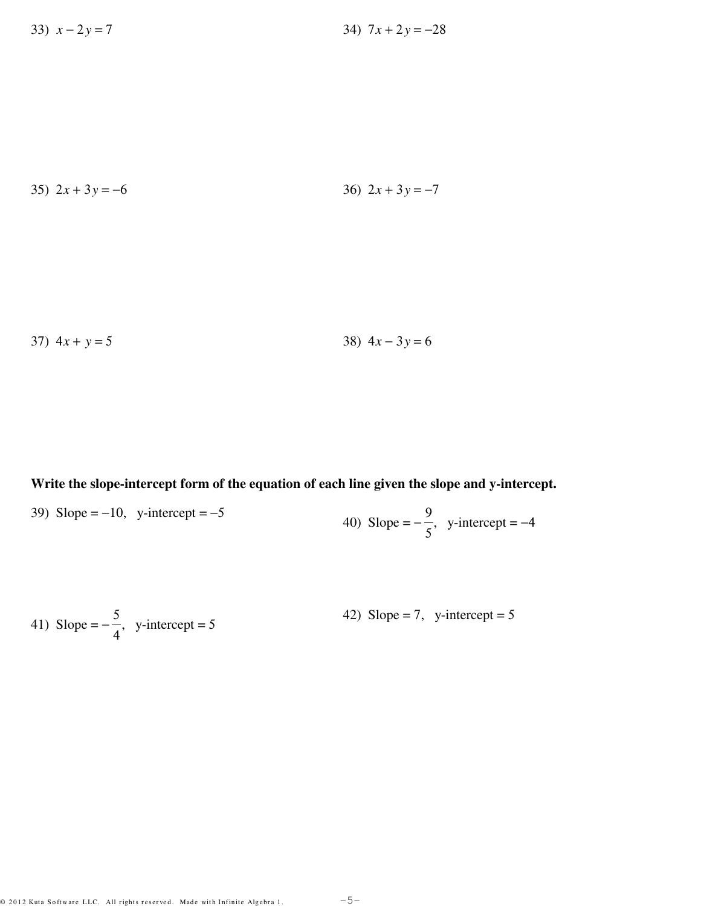33) $x - 2y = 7$

34) $7x + 2y = -28$

35) $2x + 3y = -6$

36) $2x + 3y = -7$

37) $4x + y = 5$

38) $4x - 3y = 6$

**Write the slope-intercept form of the equation of each line given the slope and y-intercept.**

39) Slope $= -10$, y-intercept $= -5$

40) Slope $= -\frac{9}{5}$, y-intercept $= -4$

41) Slope $= -\frac{5}{4}$, y-intercept $= 5$

42) Slope $= 7$, y-intercept $= 5$

© 2012 Kuta Software LLC. All rights reserved. Made with Infinite Algebra 1.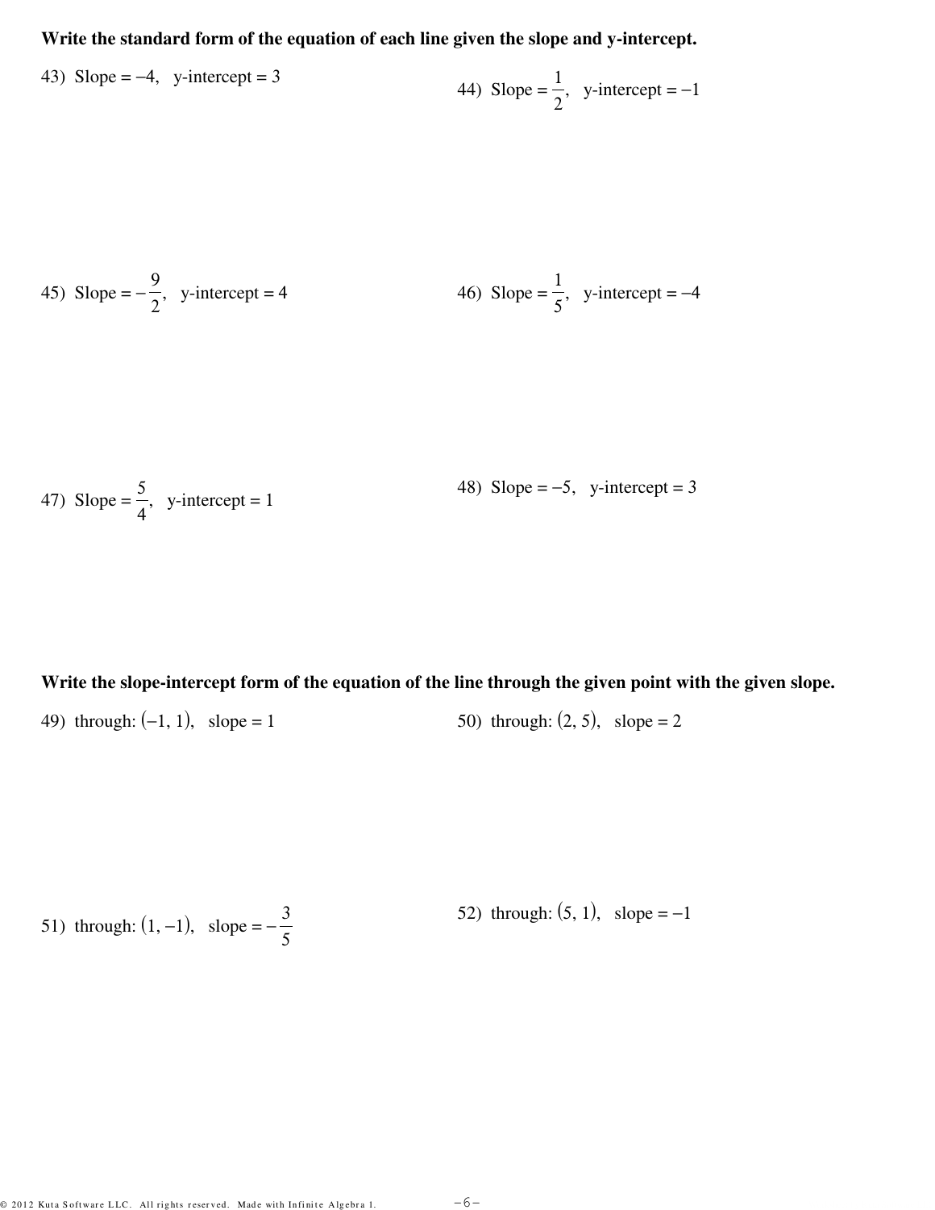**Write the standard form of the equation of each line given the slope and y-intercept.**

43) Slope $= -4$, y-intercept $= 3$

44) Slope $= \frac{1}{2}$, y-intercept $= -1$

45) Slope $= -\frac{9}{2}$, y-intercept $= 4$

46) Slope $= \frac{1}{5}$, y-intercept $= -4$

47) Slope $= \frac{5}{4}$, y-intercept $= 1$

48) Slope $= -5$, y-intercept $= 3$

**Write the slope-intercept form of the equation of the line through the given point with the given slope.**

49) through: $(-1, 1)$, slope $= 1$

50) through: $(2, 5)$, slope $= 2$

51) through: $(1, -1)$, slope $= -\frac{3}{5}$

52) through: $(5, 1)$, slope $= -1$

© 2012 Kuta Software LLC. All rights reserved. Made with Infinite Algebra 1.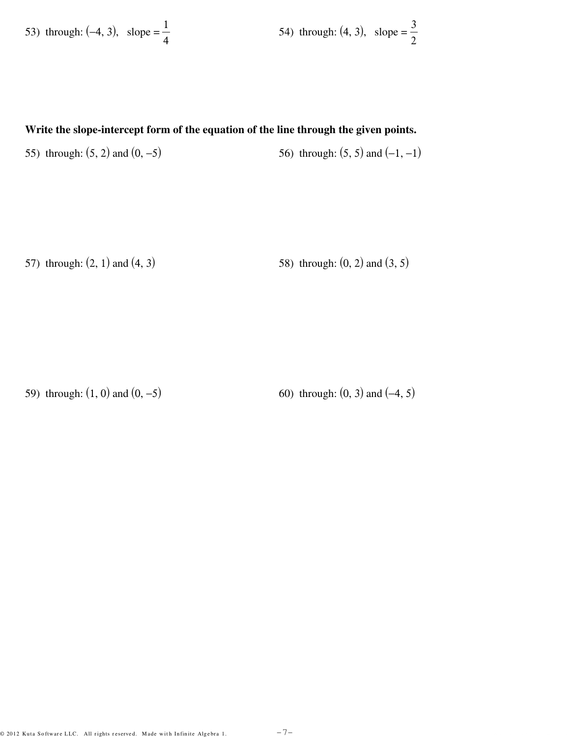53) through: $(-4, 3)$, slope $= \frac{1}{4}$

54) through: $(4, 3)$, slope $= \frac{3}{2}$

**Write the slope-intercept form of the equation of the line through the given points.**

55) through: $(5, 2)$ and $(0, -5)$

56) through: $(5, 5)$ and $(-1, -1)$

57) through: $(2, 1)$ and $(4, 3)$

58) through: $(0, 2)$ and $(3, 5)$

59) through: $(1, 0)$ and $(0, -5)$

60) through: $(0, 3)$ and $(-4, 5)$

© 2012 Kuta Software LLC. All rights reserved. Made with Infinite Algebra 1.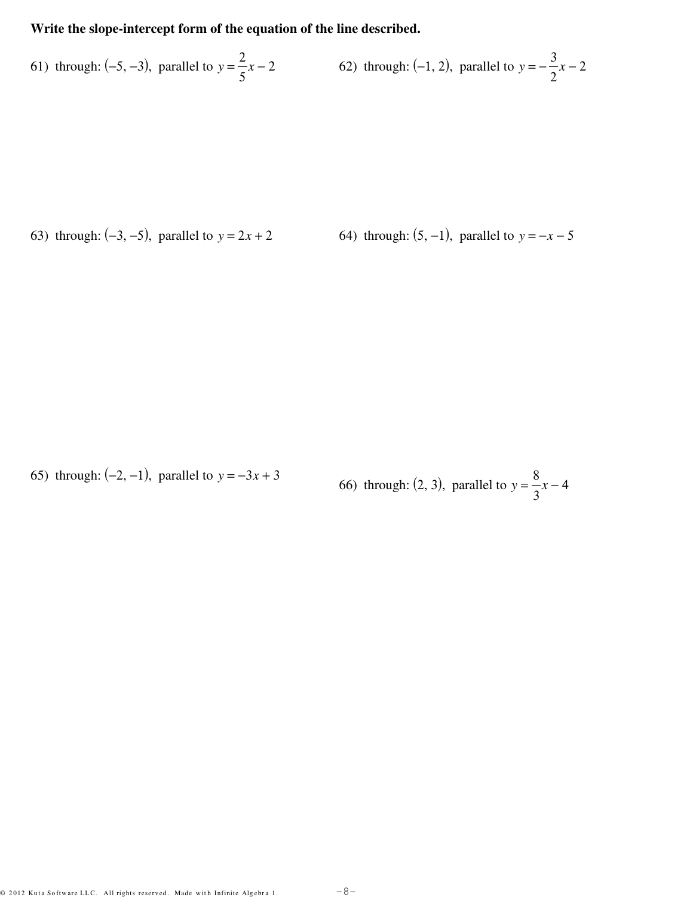**Write the slope-intercept form of the equation of the line described.**

61) through: $(-5, -3)$, parallel to $y = \frac{2}{5}x - 2$

62) through: $(-1, 2)$, parallel to $y = -\frac{3}{2}x - 2$

63) through: $(-3, -5)$, parallel to $y = 2x + 2$

64) through: $(5, -1)$, parallel to $y = -x - 5$

65) through: $(-2, -1)$, parallel to $y = -3x + 3$

66) through: $(2, 3)$, parallel to $y = \frac{8}{3}x - 4$

© 2012 Kuta Software LLC. All rights reserved. Made with Infinite Algebra 1.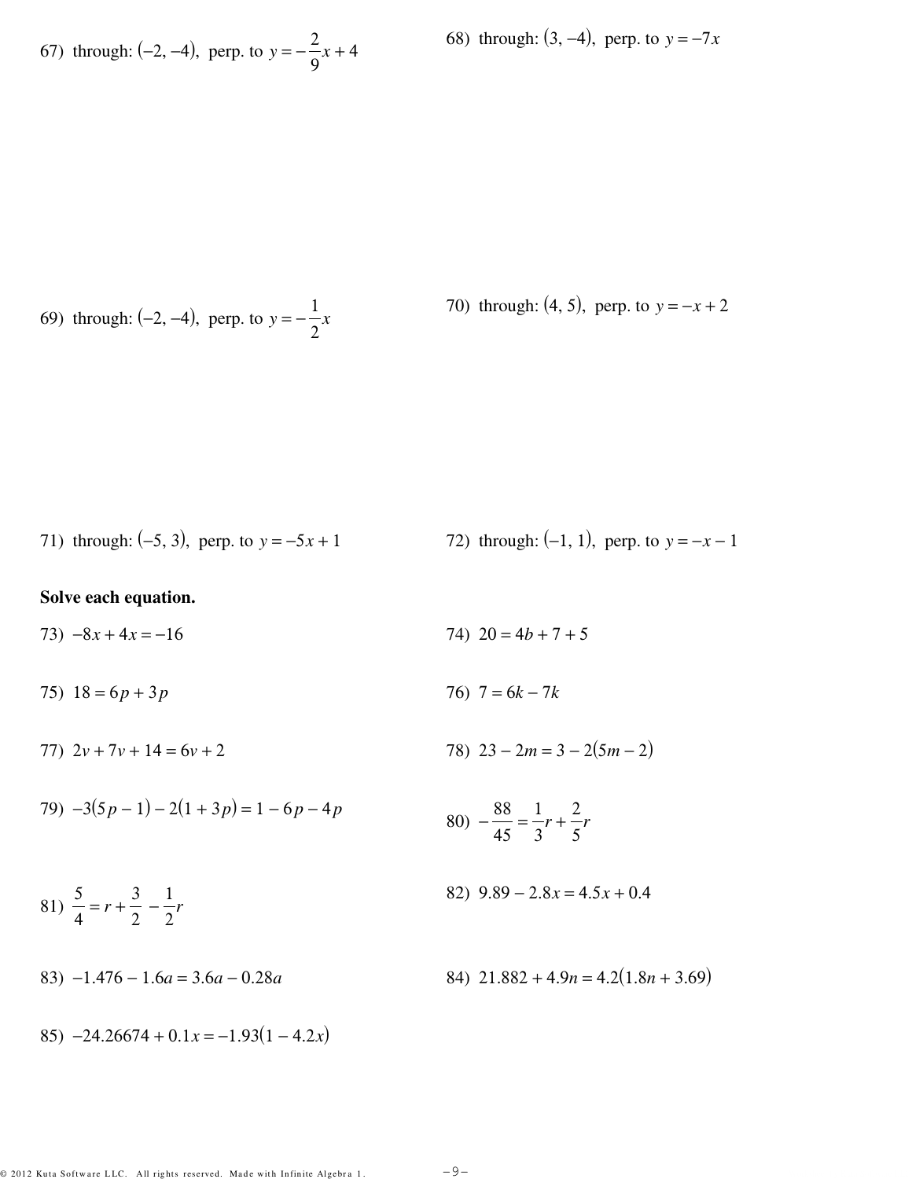67) through: $(-2, -4)$, perp. to $y = -\frac{2}{9}x + 4$

68) through: $(3, -4)$, perp. to $y = -7x$

69) through: $(-2, -4)$, perp. to $y = -\frac{1}{2}x$

70) through: $(4, 5)$, perp. to $y = -x + 2$

71) through: $(-5, 3)$, perp. to $y = -5x + 1$

72) through: $(-1, 1)$, perp. to $y = -x - 1$

**Solve each equation.**

73) $-8x + 4x = -16$

74) $20 = 4b + 7 + 5$

75) $18 = 6p + 3p$

76) $7 = 6k - 7k$

77) $2v + 7v + 14 = 6v + 2$

78) $23 - 2m = 3 - 2(5m - 2)$

79) $-3(5p - 1) - 2(1 + 3p) = 1 - 6p - 4p$

80) $-\frac{88}{45} = \frac{1}{3}r + \frac{2}{5}r$

81) $\frac{5}{4} = r + \frac{3}{2} - \frac{1}{2}r$

82) $9.89 - 2.8x = 4.5x + 0.4$

83) $-1.476 - 1.6a = 3.6a - 0.28a$

84) $21.882 + 4.9n = 4.2(1.8n + 3.69)$

85) $-24.26674 + 0.1x = -1.93(1 - 4.2x)$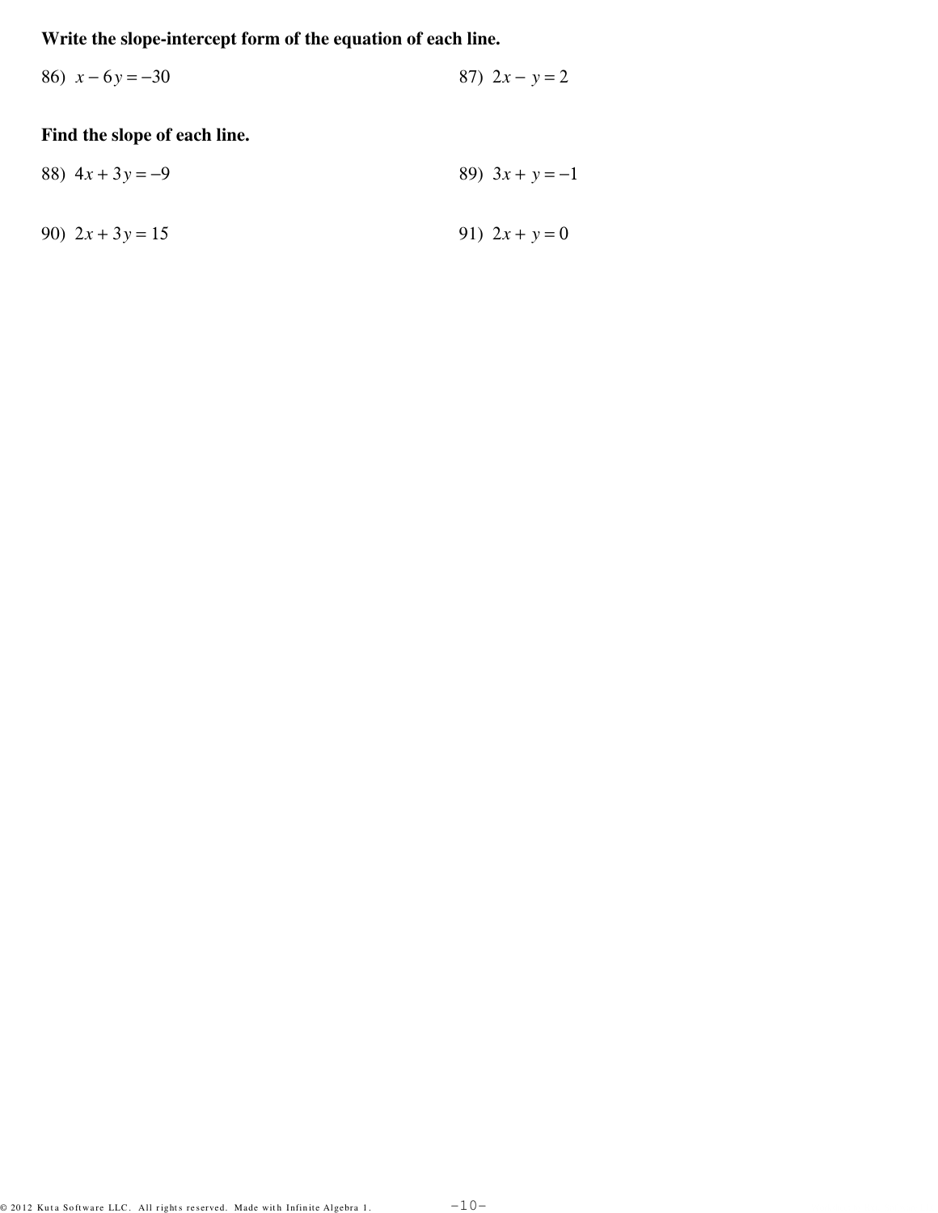**Write the slope-intercept form of the equation of each line.**

86) $x - 6y = -30$

87) $2x - y = 2$

**Find the slope of each line.**

88) $4x + 3y = -9$

89) $3x + y = -1$

90) $2x + 3y = 15$

91) $2x + y = 0$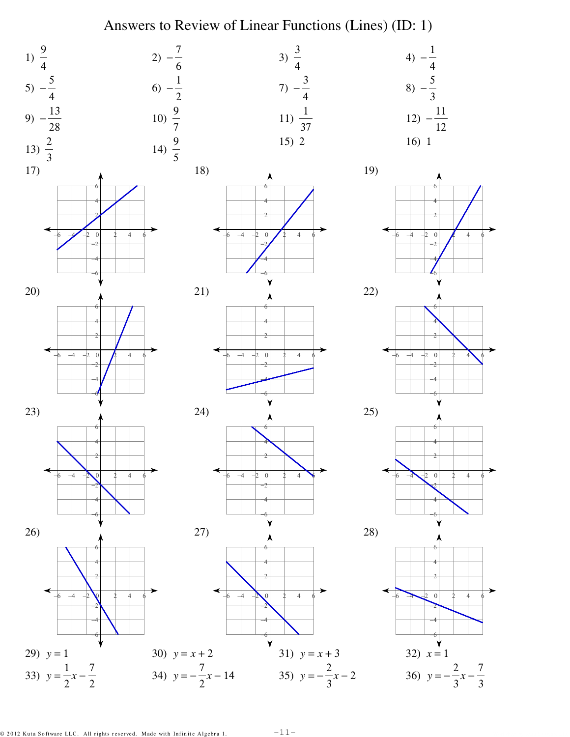# Answers to Review of Linear Functions (Lines) (ID: 1)

1) $\frac{9}{4}$

2) $-\frac{7}{6}$

3) $\frac{3}{4}$

4) $-\frac{1}{4}$

5) $-\frac{5}{4}$

6) $-\frac{1}{2}$

7) $-\frac{3}{4}$

8) $-\frac{5}{3}$

9) $-\frac{13}{28}$

10) $\frac{9}{7}$

11) $\frac{1}{37}$

12) $-\frac{11}{12}$

13) $\frac{2}{3}$

14) $\frac{9}{5}$

15) 2

16) 1

17)

18)

19)

20)

21)

22)

23)

24)

25)

26)

27)

28)

29) $y = 1$

30) $y = x + 2$

31) $y = x + 3$

32) $x = 1$

33) $y = \frac{1}{2}x - \frac{7}{2}$

34) $y = -\frac{7}{2}x - 14$

35) $y = -\frac{2}{3}x - 2$

36) $y = -\frac{2}{3}x - \frac{7}{3}$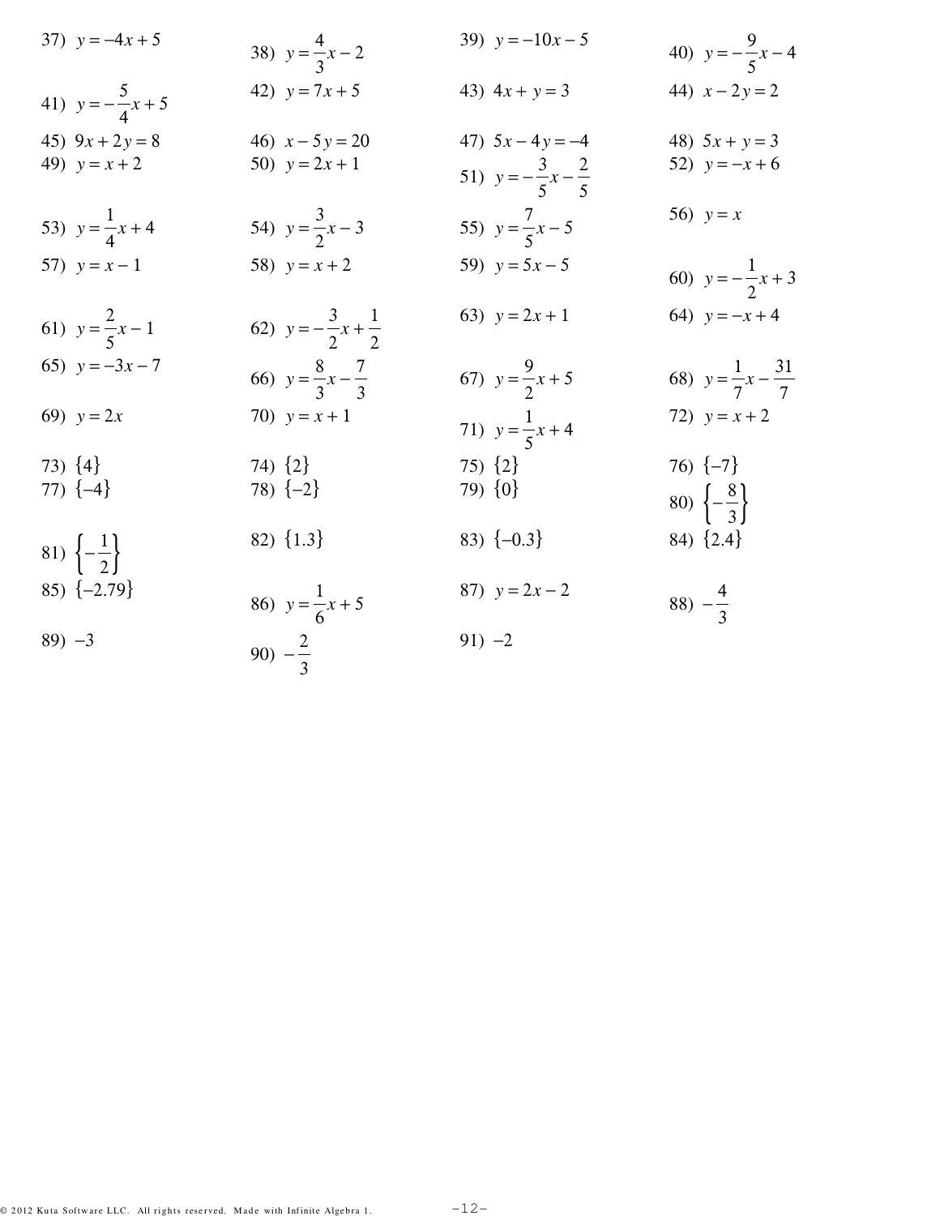37) $y = -4x + 5$

38) $y = \frac{4}{3}x - 2$

39) $y = -10x - 5$

40) $y = -\frac{9}{5}x - 4$

41) $y = -\frac{5}{4}x + 5$

42) $y = 7x + 5$

43) $4x + y = 3$

44) $x - 2y = 2$

45) $9x + 2y = 8$

46) $x - 5y = 20$

47) $5x - 4y = -4$

48) $5x + y = 3$

49) $y = x + 2$

50) $y = 2x + 1$

51) $y = -\frac{3}{5}x - \frac{2}{5}$

52) $y = -x + 6$

53) $y = \frac{1}{4}x + 4$

54) $y = \frac{3}{2}x - 3$

55) $y = \frac{7}{5}x - 5$

56) $y = x$

57) $y = x - 1$

58) $y = x + 2$

59) $y = 5x - 5$

60) $y = -\frac{1}{2}x + 3$

61) $y = \frac{2}{5}x - 1$

62) $y = -\frac{3}{2}x + \frac{1}{2}$

63) $y = 2x + 1$

64) $y = -x + 4$

65) $y = -3x - 7$

66) $y = \frac{8}{3}x - \frac{7}{3}$

67) $y = \frac{9}{2}x + 5$

68) $y = \frac{1}{7}x - \frac{31}{7}$

69) $y = 2x$

70) $y = x + 1$

71) $y = \frac{1}{5}x + 4$

72) $y = x + 2$

73) $\{4\}$

74) $\{2\}$

75) $\{2\}$

76) $\{-7\}$

77) $\{-4\}$

78) $\{-2\}$

79) $\{0\}$

80) $\left\{-\frac{8}{3}\right\}$

81) $\left\{-\frac{1}{2}\right\}$

82) $\{1.3\}$

83) $\{-0.3\}$

84) $\{2.4\}$

85) $\{-2.79\}$

86) $y = \frac{1}{6}x + 5$

87) $y = 2x - 2$

88) $-\frac{4}{3}$

89) $-3$

90) $-\frac{2}{3}$

91) $-2$

© 2012 Kuta Software LLC. All rights reserved. Made with Infinite Algebra 1.